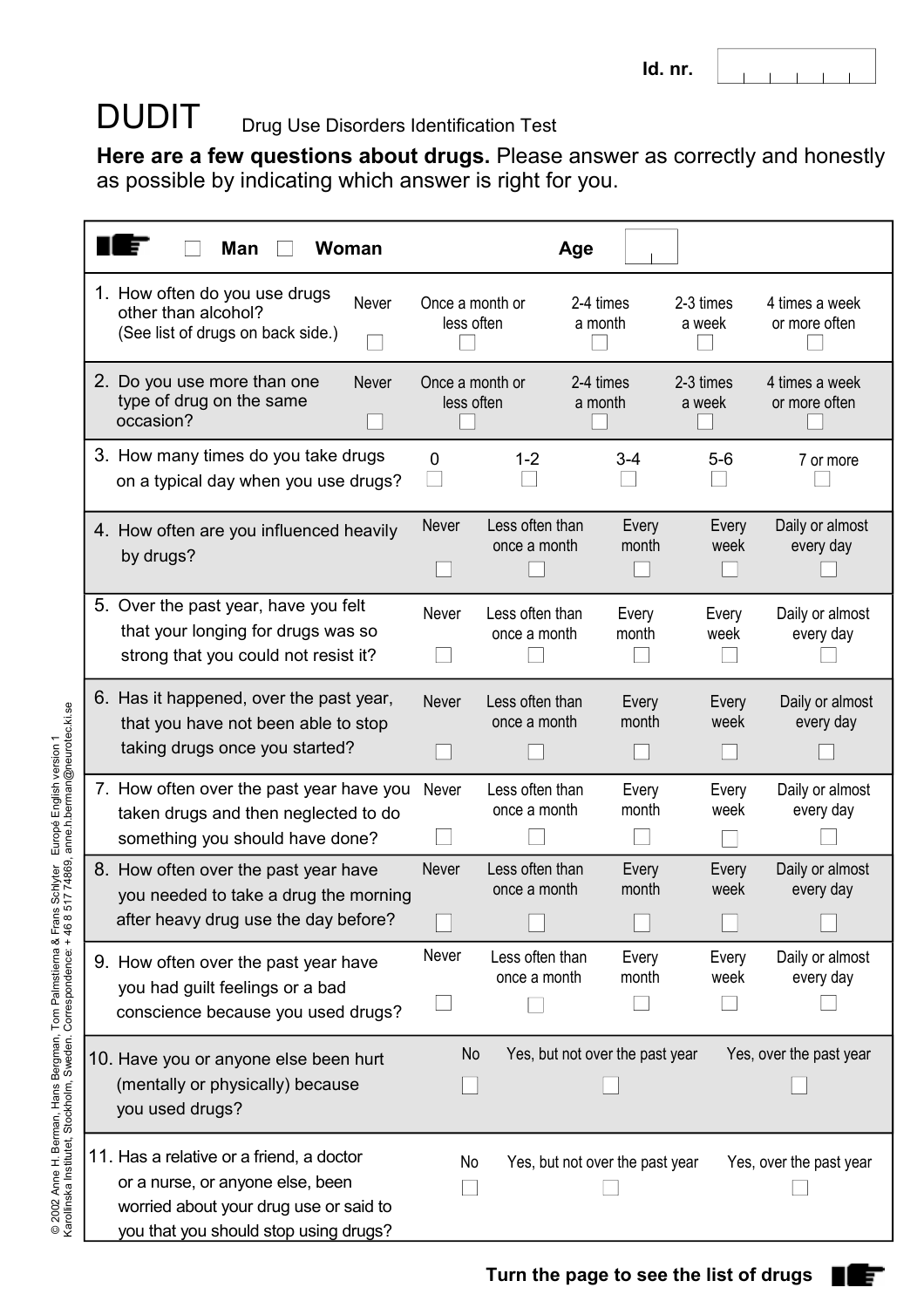Id. nr.

# DUDIT

Drug Use Disorders Identification Test

**Here are a few questions about drugs.** Please answer as correctly and honestly as possible by indicating which answer is right for you.

☐ **Man** ☐ **Woman** **Age**

| Question | | | | | |
|---|---|---|---|---|---|
| 1. How often do you use drugs other than alcohol? (See list of drugs on back side.) | Never ☐ | Once a month or less often ☐ | 2-4 times a month ☐ | 2-3 times a week ☐ | 4 times a week or more often ☐ |
| 2. Do you use more than one type of drug on the same occasion? | Never ☐ | Once a month or less often ☐ | 2-4 times a month ☐ | 2-3 times a week ☐ | 4 times a week or more often ☐ |
| 3. How many times do you take drugs on a typical day when you use drugs? | 0 ☐ | 1-2 ☐ | 3-4 ☐ | 5-6 ☐ | 7 or more ☐ |
| 4. How often are you influenced heavily by drugs? | Never ☐ | Less often than once a month ☐ | Every month ☐ | Every week ☐ | Daily or almost every day ☐ |
| 5. Over the past year, have you felt that your longing for drugs was so strong that you could not resist it? | Never ☐ | Less often than once a month ☐ | Every month ☐ | Every week ☐ | Daily or almost every day ☐ |
| 6. Has it happened, over the past year, that you have not been able to stop taking drugs once you started? | Never ☐ | Less often than once a month ☐ | Every month ☐ | Every week ☐ | Daily or almost every day ☐ |
| 7. How often over the past year have you taken drugs and then neglected to do something you should have done? | Never ☐ | Less often than once a month ☐ | Every month ☐ | Every week ☐ | Daily or almost every day ☐ |
| 8. How often over the past year have you needed to take a drug the morning after heavy drug use the day before? | Never ☐ | Less often than once a month ☐ | Every month ☐ | Every week ☐ | Daily or almost every day ☐ |
| 9. How often over the past year have you had guilt feelings or a bad conscience because you used drugs? | Never ☐ | Less often than once a month ☐ | Every month ☐ | Every week ☐ | Daily or almost every day ☐ |
| 10. Have you or anyone else been hurt (mentally or physically) because you used drugs? | No ☐ | Yes, but not over the past year ☐ | Yes, over the past year ☐ | | |
| 11. Has a relative or a friend, a doctor or a nurse, or anyone else, been worried about your drug use or said to you that you should stop using drugs? | No ☐ | Yes, but not over the past year ☐ | Yes, over the past year ☐ | | |

**Turn the page to see the list of drugs**

© 2002 Anne H. Berman, Hans Bergman, Tom Palmstierna & Frans Schlyter Europé English version 1
Karolinska Institutet, Stockholm, Sweden. Correspondence: + 46 8 517 74869, anne.h.berman@neurotec.ki.se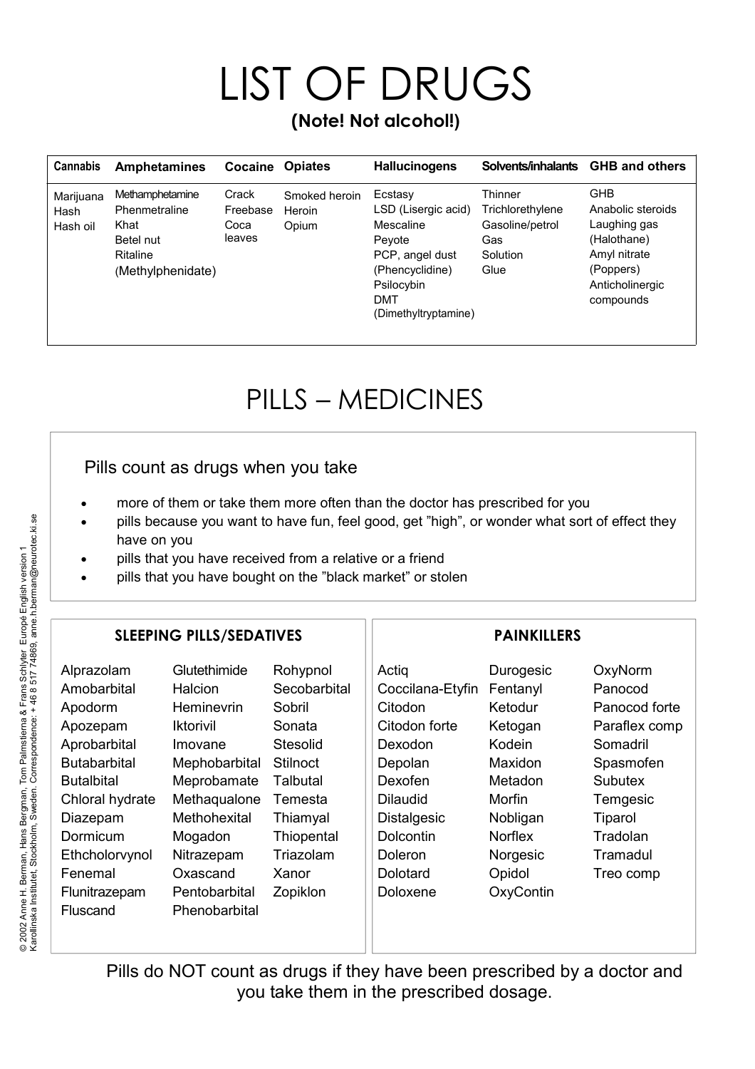# LIST OF DRUGS

**(Note! Not alcohol!)**

| Cannabis | Amphetamines | Cocaine | Opiates | Hallucinogens | Solvents/inhalants | GHB and others |
|---|---|---|---|---|---|---|
| Marijuana<br>Hash<br>Hash oil | Methamphetamine<br>Phenmetraline<br>Khat<br>Betel nut<br>Ritaline<br>(Methylphenidate) | Crack<br>Freebase<br>Coca leaves | Smoked heroin<br>Heroin<br>Opium | Ecstasy<br>LSD (Lisergic acid)<br>Mescaline<br>Peyote<br>PCP, angel dust<br>(Phencyclidine)<br>Psilocybin<br>DMT<br>(Dimethyltryptamine) | Thinner<br>Trichlorethylene<br>Gasoline/petrol<br>Gas<br>Solution<br>Glue | GHB<br>Anabolic steroids<br>Laughing gas<br>(Halothane)<br>Amyl nitrate<br>(Poppers)<br>Anticholinergic compounds |

# PILLS – MEDICINES

Pills count as drugs when you take

- more of them or take them more often than the doctor has prescribed for you
- pills because you want to have fun, feel good, get "high", or wonder what sort of effect they have on you
- pills that you have received from a relative or a friend
- pills that you have bought on the "black market" or stolen

## SLEEPING PILLS/SEDATIVES

| | | |
|---|---|---|
| Alprazolam | Glutethimide | Rohypnol |
| Amobarbital | Halcion | Secobarbital |
| Apodorm | Heminevrin | Sobril |
| Apozepam | Iktorivil | Sonata |
| Aprobarbital | Imovane | Stesolid |
| Butabarbital | Mephobarbital | Stilnoct |
| Butalbital | Meprobamate | Talbutal |
| Chloral hydrate | Methaqualone | Temesta |
| Diazepam | Methohexital | Thiamyal |
| Dormicum | Mogadon | Thiopental |
| Ethcholorvynol | Nitrazepam | Triazolam |
| Fenemal | Oxascand | Xanor |
| Flunitrazepam | Pentobarbital | Zopiklon |
| Fluscand | Phenobarbital | |

## PAINKILLERS

| | | |
|---|---|---|
| Actiq | Durogesic | OxyNorm |
| Coccilana-Etyfin | Fentanyl | Panocod |
| Citodon | Ketodur | Panocod forte |
| Citodon forte | Ketogan | Paraflex comp |
| Dexodon | Kodein | Somadril |
| Depolan | Maxidon | Spasmofen |
| Dexofen | Metadon | Subutex |
| Dilaudid | Morfin | Temgesic |
| Distalgesic | Nobligan | Tiparol |
| Dolcontin | Norflex | Tradolan |
| Doleron | Norgesic | Tramadul |
| Dolotard | Opidol | Treo comp |
| Doloxene | OxyContin | |

Pills do NOT count as drugs if they have been prescribed by a doctor and you take them in the prescribed dosage.

© 2002 Anne H. Berman, Hans Bergman, Tom Palmstierna & Frans Schlyter Europe English version 1
Karolinska Institutet, Stockholm, Sweden. Correspondence: + 46 8 517 74869, anne.h.berman@neurotec.ki.se